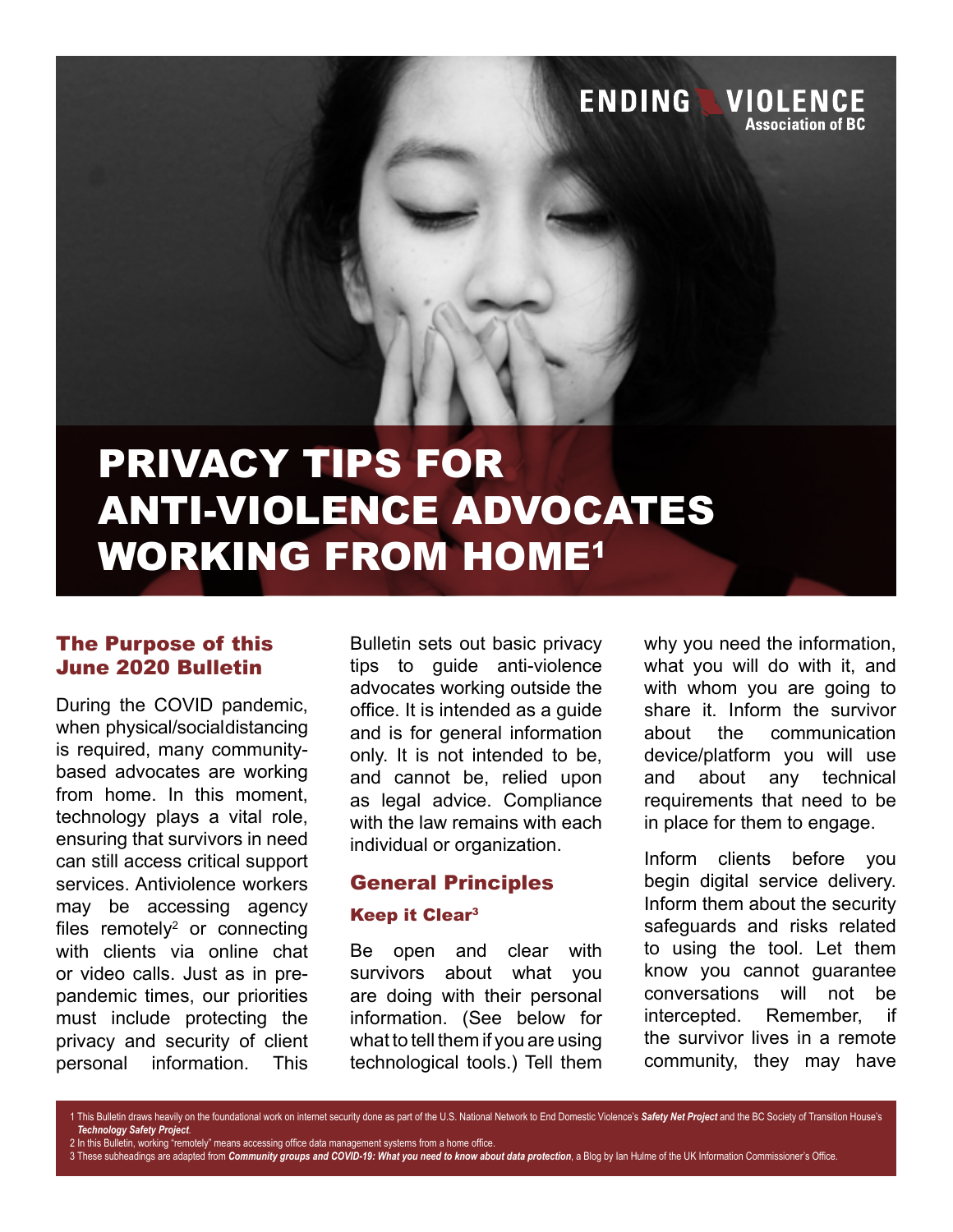ENDING VIOLENCE Association of BC

# PRIVACY TIPS FOR ANTI-VIOLENCE ADVOCATES WORKING FROM HOME[1]

## The Purpose of this June 2020 Bulletin

During the COVID pandemic, when physical/socialdistancing is required, many community-based advocates are working from home. In this moment, technology plays a vital role, ensuring that survivors in need can still access critical support services. Antiviolence workers may be accessing agency files remotely[2] or connecting with clients via online chat or video calls. Just as in pre-pandemic times, our priorities must include protecting the privacy and security of client personal information. This Bulletin sets out basic privacy tips to guide anti-violence advocates working outside the office. It is intended as a guide and is for general information only. It is not intended to be, and cannot be, relied upon as legal advice. Compliance with the law remains with each individual or organization.

## General Principles

### Keep it Clear[3]

Be open and clear with survivors about what you are doing with their personal information. (See below for what to tell them if you are using technological tools.) Tell them why you need the information, what you will do with it, and with whom you are going to share it. Inform the survivor about the communication device/platform you will use and about any technical requirements that need to be in place for them to engage.

Inform clients before you begin digital service delivery. Inform them about the security safeguards and risks related to using the tool. Let them know you cannot guarantee conversations will not be intercepted. Remember, if the survivor lives in a remote community, they may have

---

1 This Bulletin draws heavily on the foundational work on internet security done as part of the U.S. National Network to End Domestic Violence's ***Safety Net Project*** and the BC Society of Transition House's ***Technology Safety Project***.

2 In this Bulletin, working "remotely" means accessing office data management systems from a home office.

3 These subheadings are adapted from ***Community groups and COVID-19: What you need to know about data protection***, a Blog by Ian Hulme of the UK Information Commissioner's Office.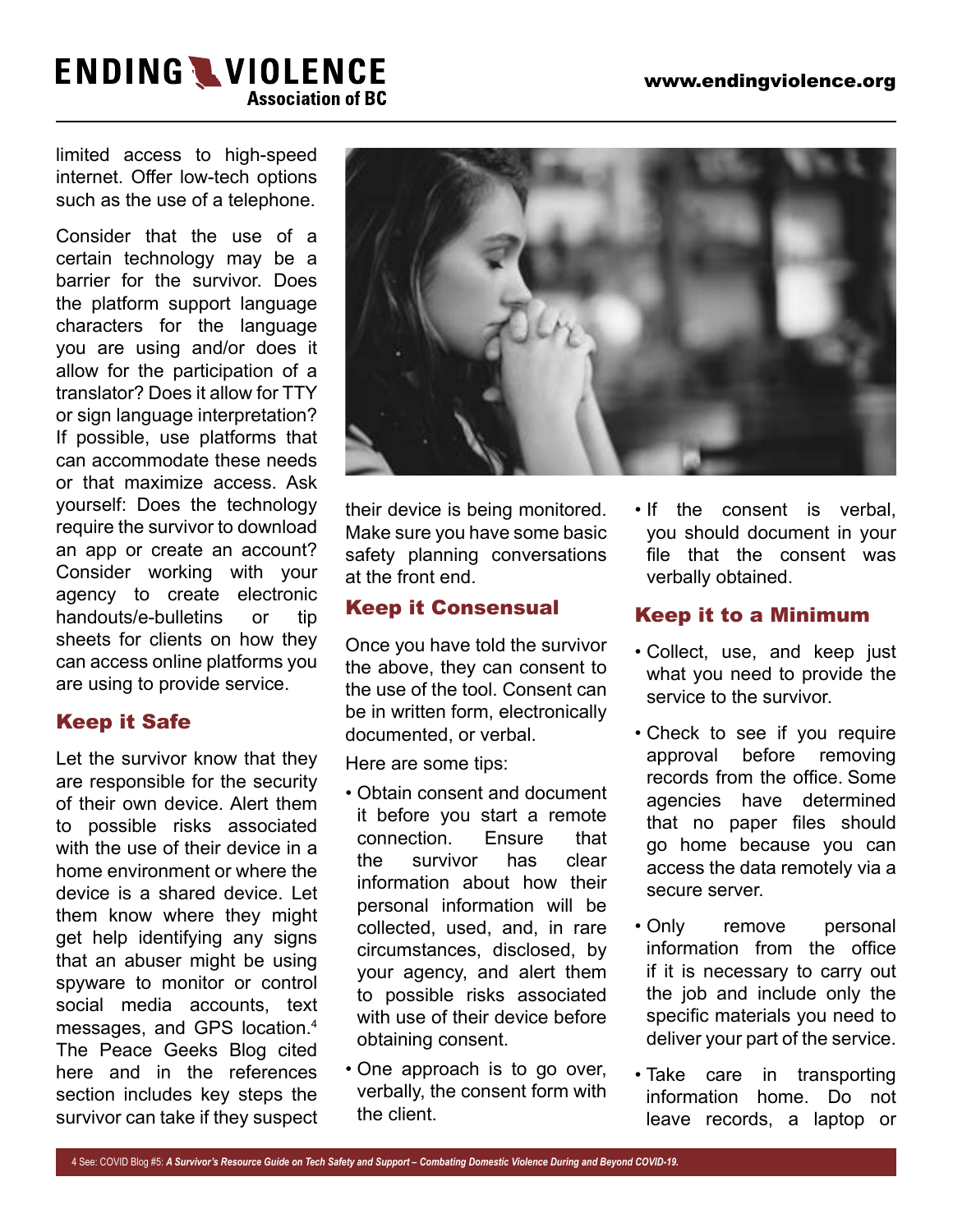limited access to high-speed internet. Offer low-tech options such as the use of a telephone.

Consider that the use of a certain technology may be a barrier for the survivor. Does the platform support language characters for the language you are using and/or does it allow for the participation of a translator? Does it allow for TTY or sign language interpretation? If possible, use platforms that can accommodate these needs or that maximize access. Ask yourself: Does the technology require the survivor to download an app or create an account? Consider working with your agency to create electronic handouts/e-bulletins or tip sheets for clients on how they can access online platforms you are using to provide service.

## Keep it Safe

Let the survivor know that they are responsible for the security of their own device. Alert them to possible risks associated with the use of their device in a home environment or where the device is a shared device. Let them know where they might get help identifying any signs that an abuser might be using spyware to monitor or control social media accounts, text messages, and GPS location.[4] The Peace Geeks Blog cited here and in the references section includes key steps the survivor can take if they suspect their device is being monitored. Make sure you have some basic safety planning conversations at the front end.

## Keep it Consensual

Once you have told the survivor the above, they can consent to the use of the tool. Consent can be in written form, electronically documented, or verbal.

Here are some tips:

- Obtain consent and document it before you start a remote connection. Ensure that the survivor has clear information about how their personal information will be collected, used, and, in rare circumstances, disclosed, by your agency, and alert them to possible risks associated with use of their device before obtaining consent.
- One approach is to go over, verbally, the consent form with the client.
- If the consent is verbal, you should document in your file that the consent was verbally obtained.

## Keep it to a Minimum

- Collect, use, and keep just what you need to provide the service to the survivor.
- Check to see if you require approval before removing records from the office. Some agencies have determined that no paper files should go home because you can access the data remotely via a secure server.
- Only remove personal information from the office if it is necessary to carry out the job and include only the specific materials you need to deliver your part of the service.
- Take care in transporting information home. Do not leave records, a laptop or

4 See: COVID Blog #5: ***A Survivor's Resource Guide on Tech Safety and Support – Combating Domestic Violence During and Beyond COVID-19.***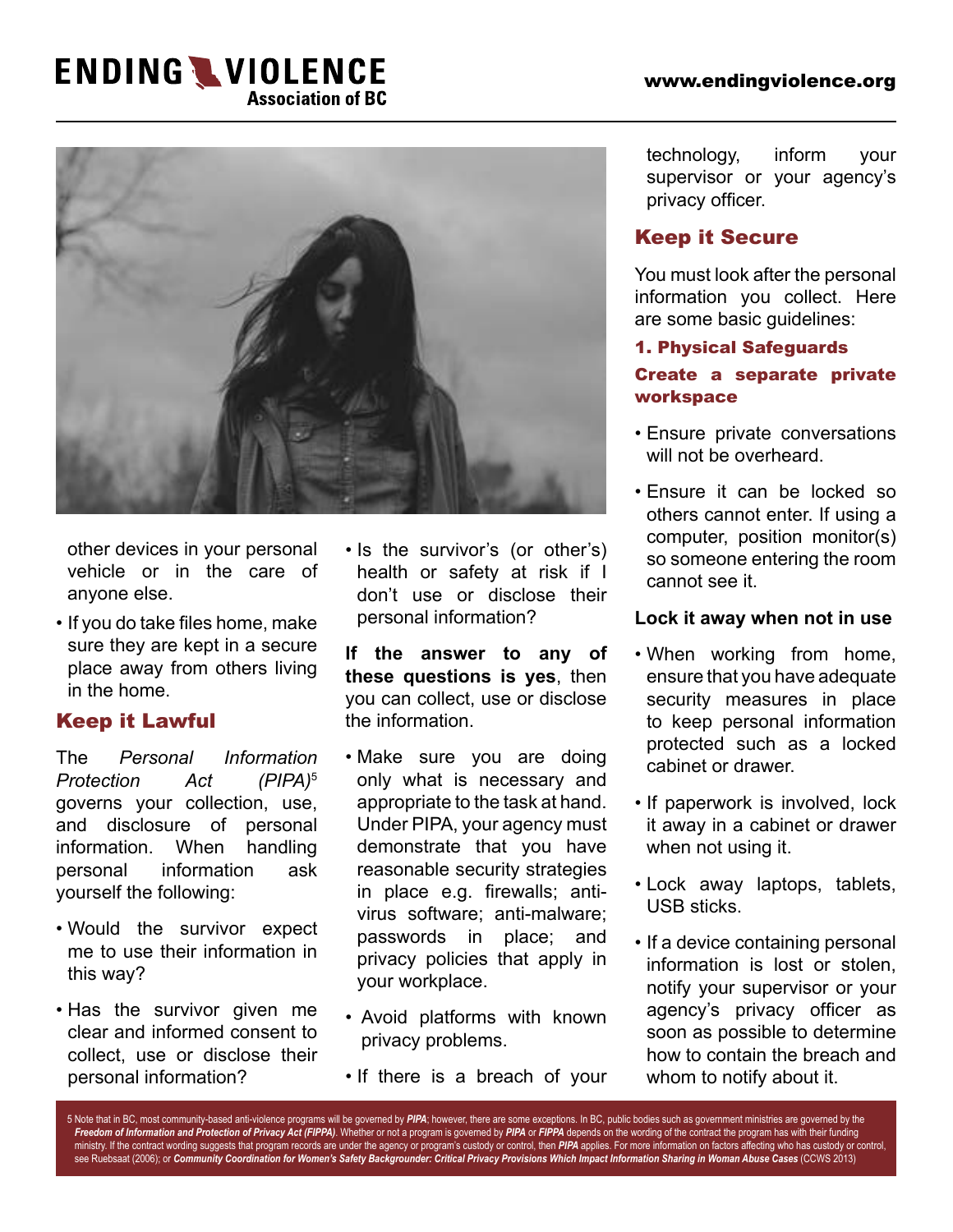other devices in your personal vehicle or in the care of anyone else.

- If you do take files home, make sure they are kept in a secure place away from others living in the home.

## Keep it Lawful

The *Personal Information Protection Act (PIPA)*[5] governs your collection, use, and disclosure of personal information. When handling personal information ask yourself the following:

- Would the survivor expect me to use their information in this way?
- Has the survivor given me clear and informed consent to collect, use or disclose their personal information?
- Is the survivor's (or other's) health or safety at risk if I don't use or disclose their personal information?

**If the answer to any of these questions is yes**, then you can collect, use or disclose the information.

- Make sure you are doing only what is necessary and appropriate to the task at hand. Under PIPA, your agency must demonstrate that you have reasonable security strategies in place e.g. firewalls; anti-virus software; anti-malware; passwords in place; and privacy policies that apply in your workplace.
- Avoid platforms with known privacy problems.
- If there is a breach of your technology, inform your supervisor or your agency's privacy officer.

## Keep it Secure

You must look after the personal information you collect. Here are some basic guidelines:

### 1. Physical Safeguards

#### Create a separate private workspace

- Ensure private conversations will not be overheard.
- Ensure it can be locked so others cannot enter. If using a computer, position monitor(s) so someone entering the room cannot see it.

**Lock it away when not in use**

- When working from home, ensure that you have adequate security measures in place to keep personal information protected such as a locked cabinet or drawer.
- If paperwork is involved, lock it away in a cabinet or drawer when not using it.
- Lock away laptops, tablets, USB sticks.
- If a device containing personal information is lost or stolen, notify your supervisor or your agency's privacy officer as soon as possible to determine how to contain the breach and whom to notify about it.

5 Note that in BC, most community-based anti-violence programs will be governed by ***PIPA***; however, there are some exceptions. In BC, public bodies such as government ministries are governed by the ***Freedom of Information and Protection of Privacy Act (FIPPA)***. Whether or not a program is governed by ***PIPA*** or ***FIPPA*** depends on the wording of the contract the program has with their funding ministry. If the contract wording suggests that program records are under the agency or program's custody or control, then ***PIPA*** applies. For more information on factors affecting who has custody or control, see Ruebsaat (2006); or ***Community Coordination for Women's Safety Backgrounder: Critical Privacy Provisions Which Impact Information Sharing in Woman Abuse Cases*** (CCWS 2013)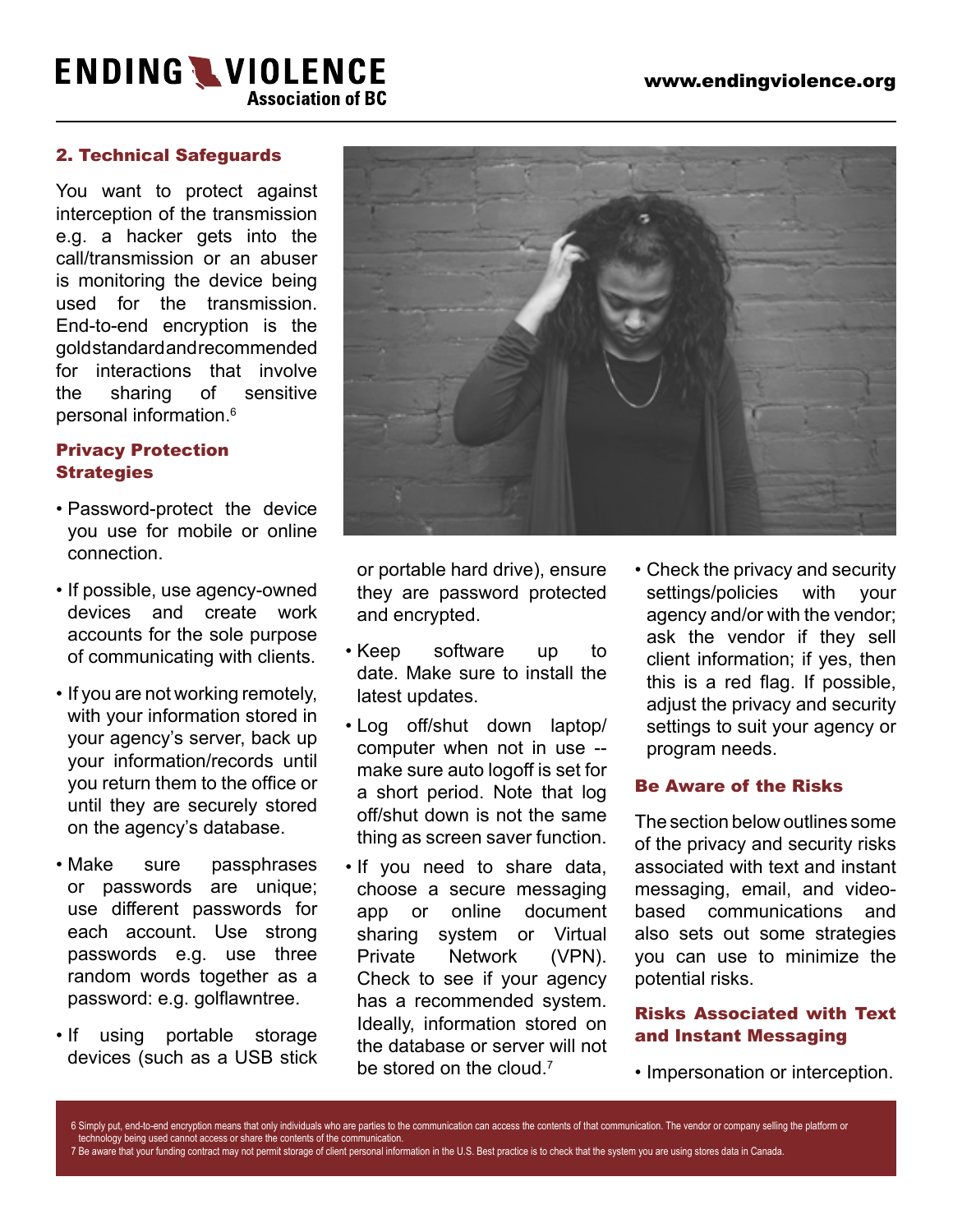## 2. Technical Safeguards

You want to protect against interception of the transmission e.g. a hacker gets into the call/transmission or an abuser is monitoring the device being used for the transmission. End-to-end encryption is the gold standard and recommended for interactions that involve the sharing of sensitive personal information.[6]

### Privacy Protection Strategies

- Password-protect the device you use for mobile or online connection.
- If possible, use agency-owned devices and create work accounts for the sole purpose of communicating with clients.
- If you are not working remotely, with your information stored in your agency's server, back up your information/records until you return them to the office or until they are securely stored on the agency's database.
- Make sure passphrases or passwords are unique; use different passwords for each account. Use strong passwords e.g. use three random words together as a password: e.g. golflawntree.
- If using portable storage devices (such as a USB stick or portable hard drive), ensure they are password protected and encrypted.
- Keep software up to date. Make sure to install the latest updates.
- Log off/shut down laptop/computer when not in use -- make sure auto logoff is set for a short period. Note that log off/shut down is not the same thing as screen saver function.
- If you need to share data, choose a secure messaging app or online document sharing system or Virtual Private Network (VPN). Check to see if your agency has a recommended system. Ideally, information stored on the database or server will not be stored on the cloud.[7]
- Check the privacy and security settings/policies with your agency and/or with the vendor; ask the vendor if they sell client information; if yes, then this is a red flag. If possible, adjust the privacy and security settings to suit your agency or program needs.

### Be Aware of the Risks

The section below outlines some of the privacy and security risks associated with text and instant messaging, email, and video-based communications and also sets out some strategies you can use to minimize the potential risks.

### Risks Associated with Text and Instant Messaging

- Impersonation or interception.

---

6 Simply put, end-to-end encryption means that only individuals who are parties to the communication can access the contents of that communication. The vendor or company selling the platform or technology being used cannot access or share the contents of the communication.

7 Be aware that your funding contract may not permit storage of client personal information in the U.S. Best practice is to check that the system you are using stores data in Canada.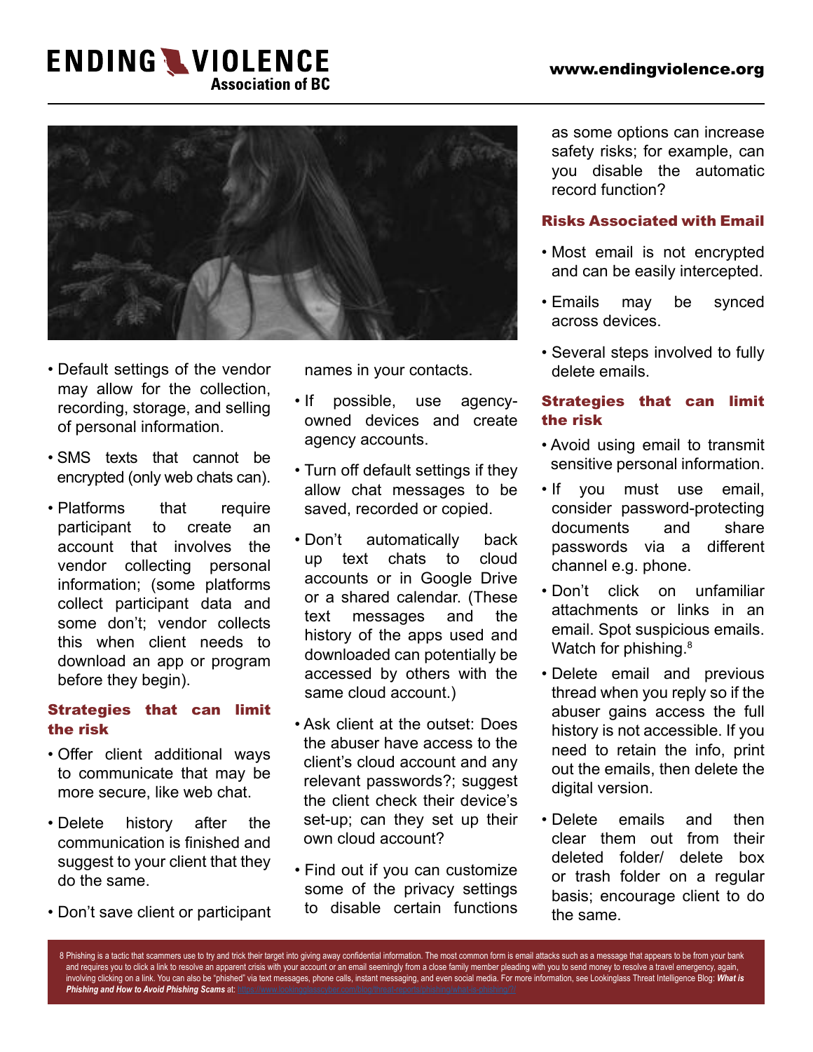- Default settings of the vendor may allow for the collection, recording, storage, and selling of personal information.
- SMS texts that cannot be encrypted (only web chats can).
- Platforms that require participant to create an account that involves the vendor collecting personal information; (some platforms collect participant data and some don't; vendor collects this when client needs to download an app or program before they begin).

### Strategies that can limit the risk

- Offer client additional ways to communicate that may be more secure, like web chat.
- Delete history after the communication is finished and suggest to your client that they do the same.
- Don't save client or participant names in your contacts.
- If possible, use agency-owned devices and create agency accounts.
- Turn off default settings if they allow chat messages to be saved, recorded or copied.
- Don't automatically back up text chats to cloud accounts or in Google Drive or a shared calendar. (These text messages and the history of the apps used and downloaded can potentially be accessed by others with the same cloud account.)
- Ask client at the outset: Does the abuser have access to the client's cloud account and any relevant passwords?; suggest the client check their device's set-up; can they set up their own cloud account?
- Find out if you can customize some of the privacy settings to disable certain functions as some options can increase safety risks; for example, can you disable the automatic record function?

### Risks Associated with Email

- Most email is not encrypted and can be easily intercepted.
- Emails may be synced across devices.
- Several steps involved to fully delete emails.

### Strategies that can limit the risk

- Avoid using email to transmit sensitive personal information.
- If you must use email, consider password-protecting documents and share passwords via a different channel e.g. phone.
- Don't click on unfamiliar attachments or links in an email. Spot suspicious emails. Watch for phishing.[8]
- Delete email and previous thread when you reply so if the abuser gains access the full history is not accessible. If you need to retain the info, print out the emails, then delete the digital version.
- Delete emails and then clear them out from their deleted folder/ delete box or trash folder on a regular basis; encourage client to do the same.

8 Phishing is a tactic that scammers use to try and trick their target into giving away confidential information. The most common form is email attacks such as a message that appears to be from your bank and requires you to click a link to resolve an apparent crisis with your account or an email seemingly from a close family member pleading with you to send money to resolve a travel emergency, again, involving clicking on a link. You can also be "phished" via text messages, phone calls, instant messaging, and even social media. For more information, see Lookingglass Threat Intelligence Blog: ***What is Phishing and How to Avoid Phishing Scams*** at: https://www.lookingglasscyber.com/blog/threat-reports/phishing/what-is-phishing/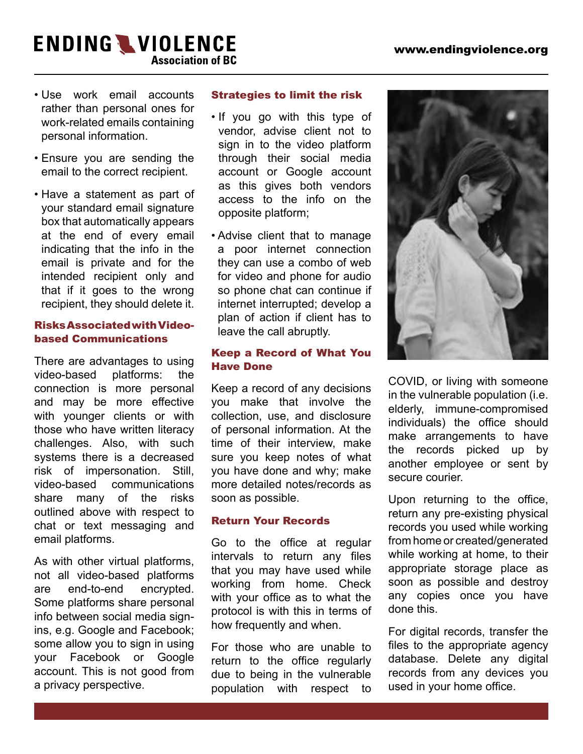- Use work email accounts rather than personal ones for work-related emails containing personal information.
- Ensure you are sending the email to the correct recipient.
- Have a statement as part of your standard email signature box that automatically appears at the end of every email indicating that the info in the email is private and for the intended recipient only and that if it goes to the wrong recipient, they should delete it.

### Risks Associated with Video-based Communications

There are advantages to using video-based platforms: the connection is more personal and may be more effective with younger clients or with those who have written literacy challenges. Also, with such systems there is a decreased risk of impersonation. Still, video-based communications share many of the risks outlined above with respect to chat or text messaging and email platforms.

As with other virtual platforms, not all video-based platforms are end-to-end encrypted. Some platforms share personal info between social media sign-ins, e.g. Google and Facebook; some allow you to sign in using your Facebook or Google account. This is not good from a privacy perspective.

### Strategies to limit the risk

- If you go with this type of vendor, advise client not to sign in to the video platform through their social media account or Google account as this gives both vendors access to the info on the opposite platform;
- Advise client that to manage a poor internet connection they can use a combo of web for video and phone for audio so phone chat can continue if internet interrupted; develop a plan of action if client has to leave the call abruptly.

### Keep a Record of What You Have Done

Keep a record of any decisions you make that involve the collection, use, and disclosure of personal information. At the time of their interview, make sure you keep notes of what you have done and why; make more detailed notes/records as soon as possible.

### Return Your Records

Go to the office at regular intervals to return any files that you may have used while working from home. Check with your office as to what the protocol is with this in terms of how frequently and when.

For those who are unable to return to the office regularly due to being in the vulnerable population with respect to COVID, or living with someone in the vulnerable population (i.e. elderly, immune-compromised individuals) the office should make arrangements to have the records picked up by another employee or sent by secure courier.

Upon returning to the office, return any pre-existing physical records you used while working from home or created/generated while working at home, to their appropriate storage place as soon as possible and destroy any copies once you have done this.

For digital records, transfer the files to the appropriate agency database. Delete any digital records from any devices you used in your home office.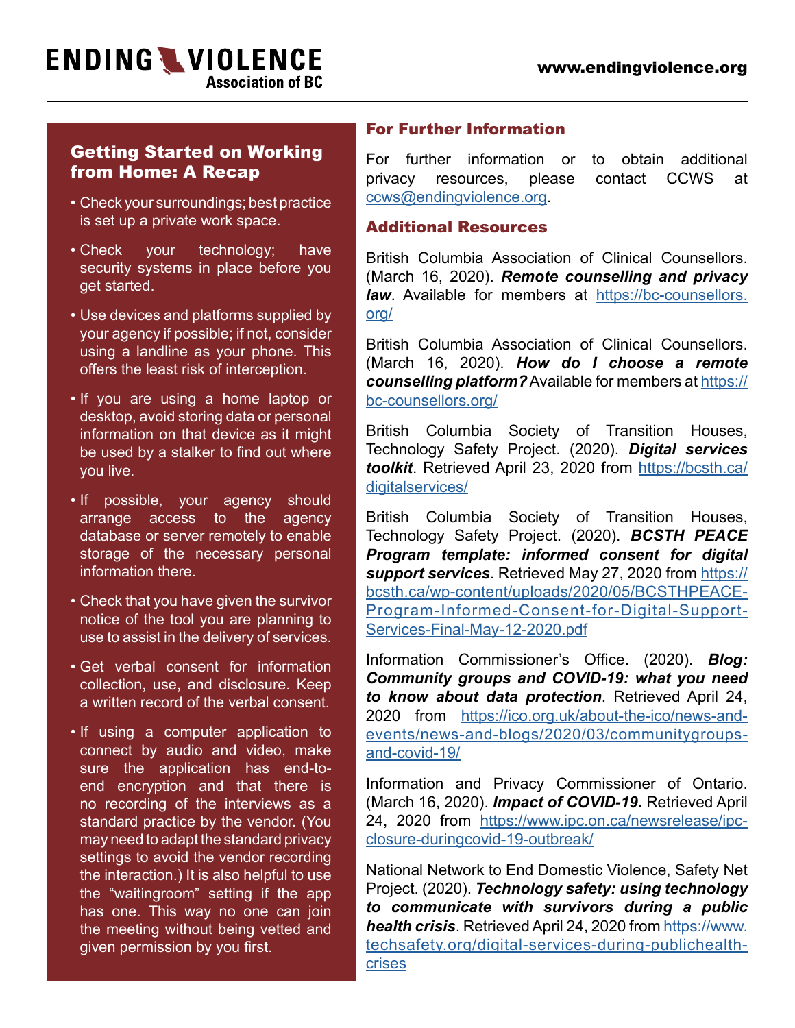## Getting Started on Working from Home: A Recap

- Check your surroundings; best practice is set up a private work space.
- Check your technology; have security systems in place before you get started.
- Use devices and platforms supplied by your agency if possible; if not, consider using a landline as your phone. This offers the least risk of interception.
- If you are using a home laptop or desktop, avoid storing data or personal information on that device as it might be used by a stalker to find out where you live.
- If possible, your agency should arrange access to the agency database or server remotely to enable storage of the necessary personal information there.
- Check that you have given the survivor notice of the tool you are planning to use to assist in the delivery of services.
- Get verbal consent for information collection, use, and disclosure. Keep a written record of the verbal consent.
- If using a computer application to connect by audio and video, make sure the application has end-to-end encryption and that there is no recording of the interviews as a standard practice by the vendor. (You may need to adapt the standard privacy settings to avoid the vendor recording the interaction.) It is also helpful to use the "waitingroom" setting if the app has one. This way no one can join the meeting without being vetted and given permission by you first.

## For Further Information

For further information or to obtain additional privacy resources, please contact CCWS at ccws@endingviolence.org.

## Additional Resources

British Columbia Association of Clinical Counsellors. (March 16, 2020). ***Remote counselling and privacy law***. Available for members at https://bc-counsellors.org/

British Columbia Association of Clinical Counsellors. (March 16, 2020). ***How do I choose a remote counselling platform?*** Available for members at https://bc-counsellors.org/

British Columbia Society of Transition Houses, Technology Safety Project. (2020). ***Digital services toolkit***. Retrieved April 23, 2020 from https://bcsth.ca/digitalservices/

British Columbia Society of Transition Houses, Technology Safety Project. (2020). ***BCSTH PEACE Program template: informed consent for digital support services***. Retrieved May 27, 2020 from https://bcsth.ca/wp-content/uploads/2020/05/BCSTHPEACE-Program-Informed-Consent-for-Digital-Support-Services-Final-May-12-2020.pdf

Information Commissioner's Office. (2020). ***Blog: Community groups and COVID-19: what you need to know about data protection***. Retrieved April 24, 2020 from https://ico.org.uk/about-the-ico/news-and-events/news-and-blogs/2020/03/communitygroups-and-covid-19/

Information and Privacy Commissioner of Ontario. (March 16, 2020). ***Impact of COVID-19.*** Retrieved April 24, 2020 from https://www.ipc.on.ca/newsrelease/ipc-closure-duringcovid-19-outbreak/

National Network to End Domestic Violence, Safety Net Project. (2020). ***Technology safety: using technology to communicate with survivors during a public health crisis***. Retrieved April 24, 2020 from https://www.techsafety.org/digital-services-during-publichealth-crises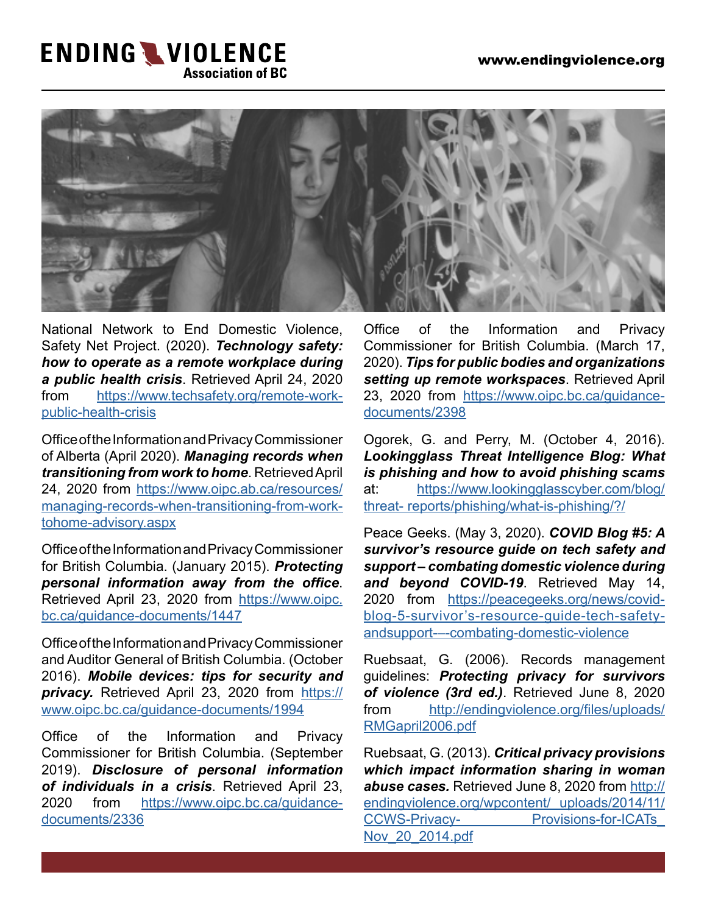National Network to End Domestic Violence, Safety Net Project. (2020). ***Technology safety: how to operate as a remote workplace during a public health crisis***. Retrieved April 24, 2020 from https://www.techsafety.org/remote-work-public-health-crisis

Office of the Information and Privacy Commissioner of Alberta (April 2020). ***Managing records when transitioning from work to home***. Retrieved April 24, 2020 from https://www.oipc.ab.ca/resources/managing-records-when-transitioning-from-work-tohome-advisory.aspx

Office of the Information and Privacy Commissioner for British Columbia. (January 2015). ***Protecting personal information away from the office***. Retrieved April 23, 2020 from https://www.oipc.bc.ca/guidance-documents/1447

Office of the Information and Privacy Commissioner and Auditor General of British Columbia. (October 2016). ***Mobile devices: tips for security and privacy.*** Retrieved April 23, 2020 from https://www.oipc.bc.ca/guidance-documents/1994

Office of the Information and Privacy Commissioner for British Columbia. (September 2019). ***Disclosure of personal information of individuals in a crisis***. Retrieved April 23, 2020 from https://www.oipc.bc.ca/guidance-documents/2336

Office of the Information and Privacy Commissioner for British Columbia. (March 17, 2020). ***Tips for public bodies and organizations setting up remote workspaces***. Retrieved April 23, 2020 from https://www.oipc.bc.ca/guidance-documents/2398

Ogorek, G. and Perry, M. (October 4, 2016). ***Lookingglass Threat Intelligence Blog: What is phishing and how to avoid phishing scams*** at: https://www.lookingglasscyber.com/blog/threat- reports/phishing/what-is-phishing/?/

Peace Geeks. (May 3, 2020). ***COVID Blog #5: A survivor's resource guide on tech safety and support – combating domestic violence during and beyond COVID-19***. Retrieved May 14, 2020 from https://peacegeeks.org/news/covid-blog-5-survivor's-resource-guide-tech-safety-andsupport-–-combating-domestic-violence

Ruebsaat, G. (2006). Records management guidelines: ***Protecting privacy for survivors of violence (3rd ed.)***. Retrieved June 8, 2020 from http://endingviolence.org/files/uploads/RMGapril2006.pdf

Ruebsaat, G. (2013). ***Critical privacy provisions which impact information sharing in woman abuse cases.*** Retrieved June 8, 2020 from http://endingviolence.org/wpcontent/_uploads/2014/11/CCWS-Privacy-_Provisions-for-ICATs_Nov_20_2014.pdf